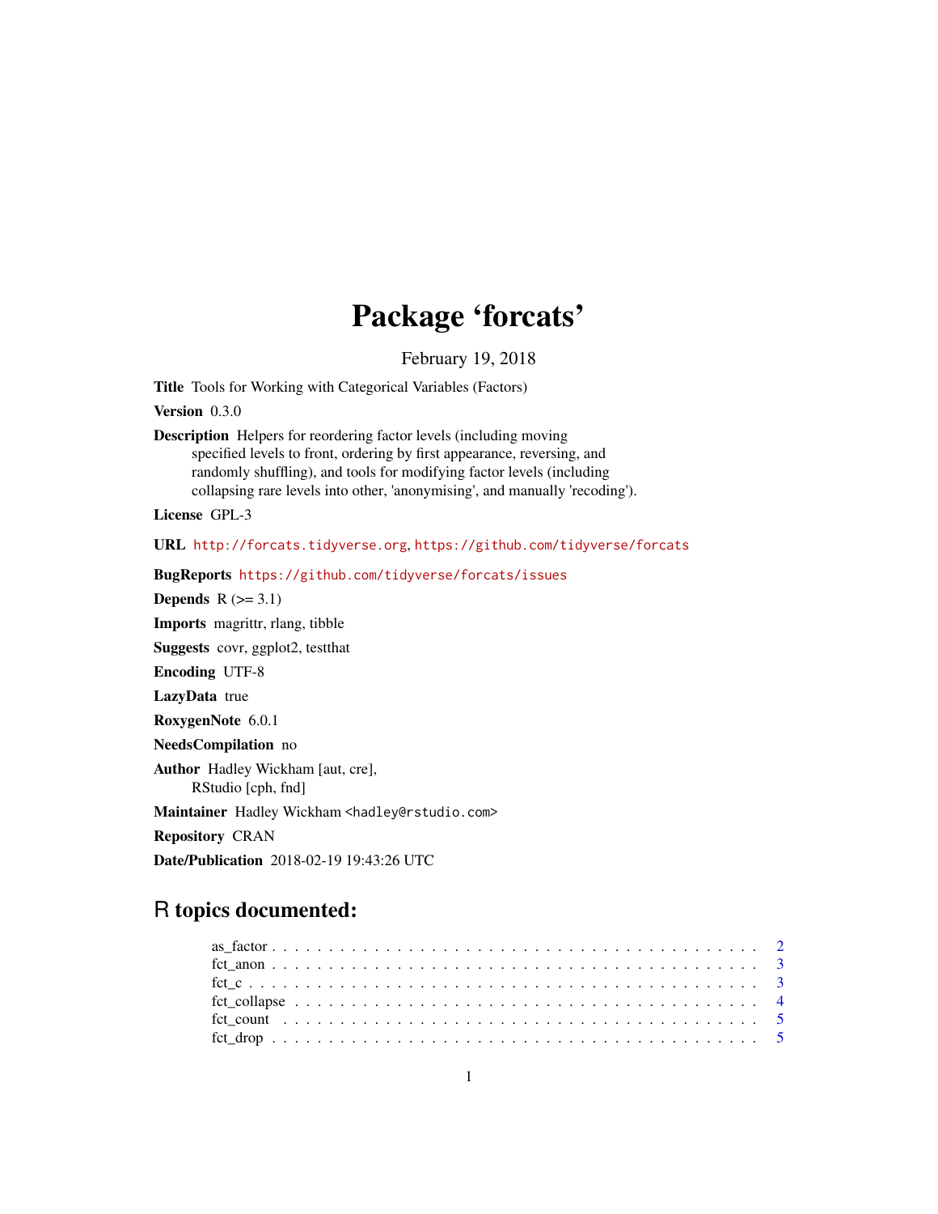# Package 'forcats'

February 19, 2018

**Title** Tools for Working with Categorical Variables (Factors)

**Version** 0.3.0

**Description** Helpers for reordering factor levels (including moving specified levels to front, ordering by first appearance, reversing, and randomly shuffling), and tools for modifying factor levels (including collapsing rare levels into other, 'anonymising', and manually 'recoding').

**License** GPL-3

**URL** http://forcats.tidyverse.org, https://github.com/tidyverse/forcats

**BugReports** https://github.com/tidyverse/forcats/issues

**Depends** R (>= 3.1)

**Imports** magrittr, rlang, tibble

**Suggests** covr, ggplot2, testthat

**Encoding** UTF-8

**LazyData** true

**RoxygenNote** 6.0.1

**NeedsCompilation** no

**Author** Hadley Wickham [aut, cre],
RStudio [cph, fnd]

**Maintainer** Hadley Wickham <hadley@rstudio.com>

**Repository** CRAN

**Date/Publication** 2018-02-19 19:43:26 UTC

## R topics documented:

as_factor . . . . . . . . . . . . . . . . . . . . . . . . . . . . . . . . . . . . . . . . . 2
fct_anon . . . . . . . . . . . . . . . . . . . . . . . . . . . . . . . . . . . . . . . . . 3
fct_c . . . . . . . . . . . . . . . . . . . . . . . . . . . . . . . . . . . . . . . . . . . 3
fct_collapse . . . . . . . . . . . . . . . . . . . . . . . . . . . . . . . . . . . . . . . 4
fct_count . . . . . . . . . . . . . . . . . . . . . . . . . . . . . . . . . . . . . . . . 5
fct_drop . . . . . . . . . . . . . . . . . . . . . . . . . . . . . . . . . . . . . . . . . 5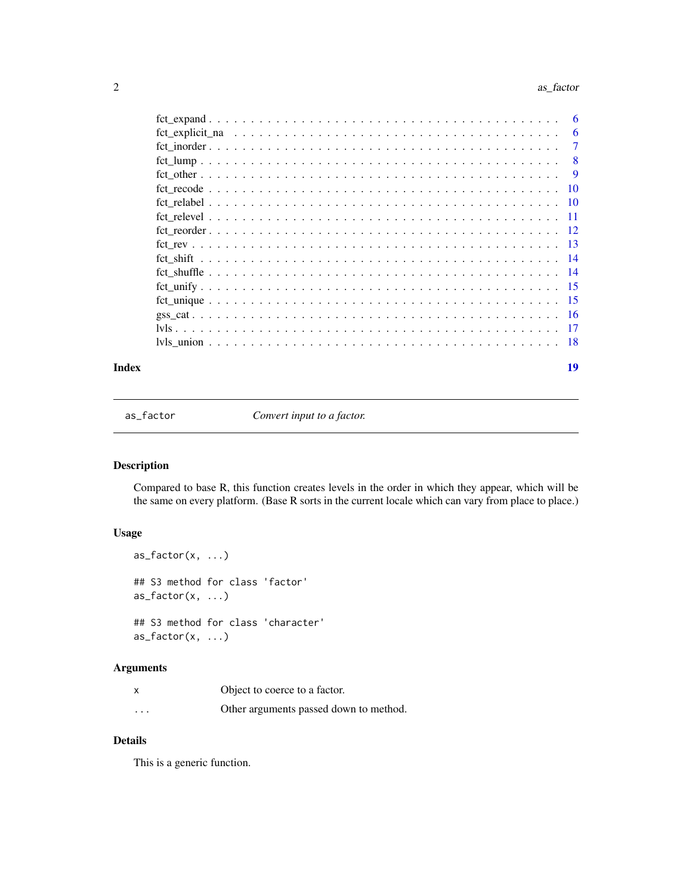fct_expand . . . . . . . . . . . . . . . . . . . . . . . . . . . . . . . . . . . . . . 6
fct_explicit_na . . . . . . . . . . . . . . . . . . . . . . . . . . . . . . . . . . . 6
fct_inorder . . . . . . . . . . . . . . . . . . . . . . . . . . . . . . . . . . . . . 7
fct_lump . . . . . . . . . . . . . . . . . . . . . . . . . . . . . . . . . . . . . . 8
fct_other . . . . . . . . . . . . . . . . . . . . . . . . . . . . . . . . . . . . . . 9
fct_recode . . . . . . . . . . . . . . . . . . . . . . . . . . . . . . . . . . . . . 10
fct_relabel . . . . . . . . . . . . . . . . . . . . . . . . . . . . . . . . . . . . . 10
fct_relevel . . . . . . . . . . . . . . . . . . . . . . . . . . . . . . . . . . . . . 11
fct_reorder . . . . . . . . . . . . . . . . . . . . . . . . . . . . . . . . . . . . . 12
fct_rev . . . . . . . . . . . . . . . . . . . . . . . . . . . . . . . . . . . . . . . 13
fct_shift . . . . . . . . . . . . . . . . . . . . . . . . . . . . . . . . . . . . . . 14
fct_shuffle . . . . . . . . . . . . . . . . . . . . . . . . . . . . . . . . . . . . . 14
fct_unify . . . . . . . . . . . . . . . . . . . . . . . . . . . . . . . . . . . . . . 15
fct_unique . . . . . . . . . . . . . . . . . . . . . . . . . . . . . . . . . . . . . 15
gss_cat . . . . . . . . . . . . . . . . . . . . . . . . . . . . . . . . . . . . . . . 16
lvls . . . . . . . . . . . . . . . . . . . . . . . . . . . . . . . . . . . . . . . . . 17
lvls_union . . . . . . . . . . . . . . . . . . . . . . . . . . . . . . . . . . . . . 18

**Index** **19**

---

`as_factor` *Convert input to a factor.*

---

## Description

Compared to base R, this function creates levels in the order in which they appear, which will be the same on every platform. (Base R sorts in the current locale which can vary from place to place.)

## Usage

```
as_factor(x, ...)

## S3 method for class 'factor'
as_factor(x, ...)

## S3 method for class 'character'
as_factor(x, ...)
```

## Arguments

| | |
|---|---|
| `x` | Object to coerce to a factor. |
| `...` | Other arguments passed down to method. |

## Details

This is a generic function.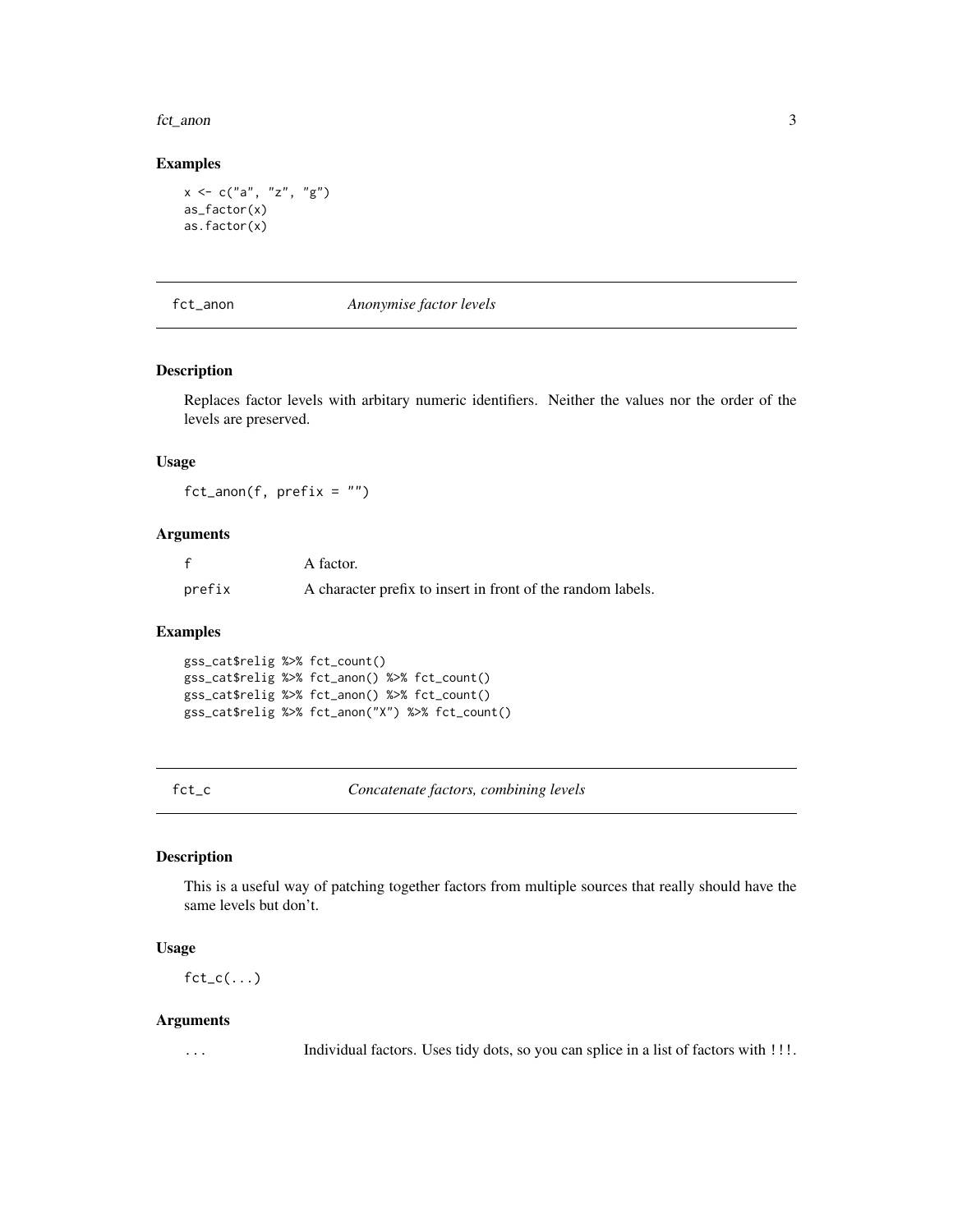## Examples

```
x <- c("a", "z", "g")
as_factor(x)
as.factor(x)
```

---

## fct_anon — *Anonymise factor levels*

### Description

Replaces factor levels with arbitary numeric identifiers. Neither the values nor the order of the levels are preserved.

### Usage

```
fct_anon(f, prefix = "")
```

### Arguments

| | |
|---|---|
| `f` | A factor. |
| `prefix` | A character prefix to insert in front of the random labels. |

### Examples

```
gss_cat$relig %>% fct_count()
gss_cat$relig %>% fct_anon() %>% fct_count()
gss_cat$relig %>% fct_anon() %>% fct_count()
gss_cat$relig %>% fct_anon("X") %>% fct_count()
```

---

## fct_c — *Concatenate factors, combining levels*

### Description

This is a useful way of patching together factors from multiple sources that really should have the same levels but don't.

### Usage

```
fct_c(...)
```

### Arguments

| | |
|---|---|
| `...` | Individual factors. Uses tidy dots, so you can splice in a list of factors with `!!!`. |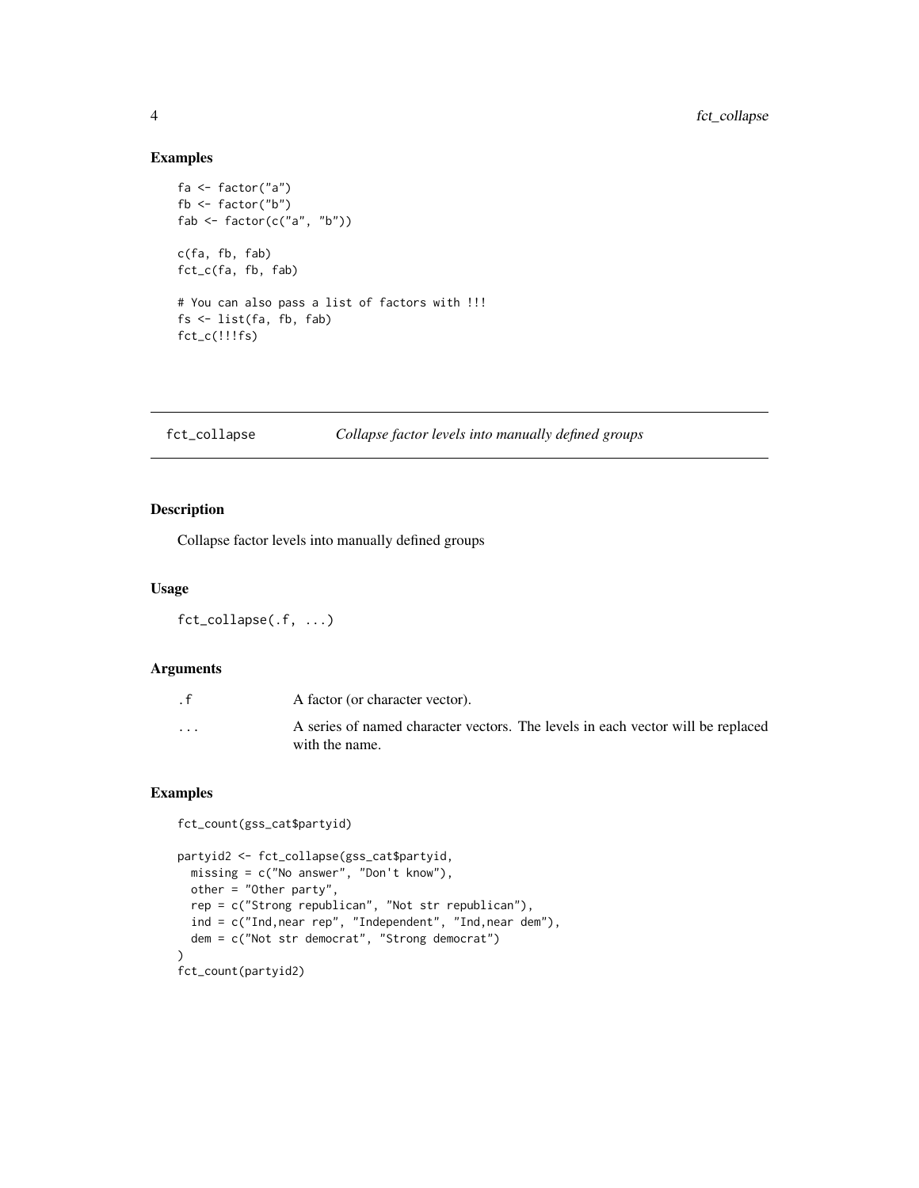## Examples

```
fa <- factor("a")
fb <- factor("b")
fab <- factor(c("a", "b"))

c(fa, fb, fab)
fct_c(fa, fb, fab)

# You can also pass a list of factors with !!!
fs <- list(fa, fb, fab)
fct_c(!!!fs)
```

---

# fct_collapse *Collapse factor levels into manually defined groups*

## Description

Collapse factor levels into manually defined groups

## Usage

```
fct_collapse(.f, ...)
```

## Arguments

| | |
|---|---|
| .f | A factor (or character vector). |
| ... | A series of named character vectors. The levels in each vector will be replaced with the name. |

## Examples

```
fct_count(gss_cat$partyid)

partyid2 <- fct_collapse(gss_cat$partyid,
  missing = c("No answer", "Don't know"),
  other = "Other party",
  rep = c("Strong republican", "Not str republican"),
  ind = c("Ind,near rep", "Independent", "Ind,near dem"),
  dem = c("Not str democrat", "Strong democrat")
)
fct_count(partyid2)
```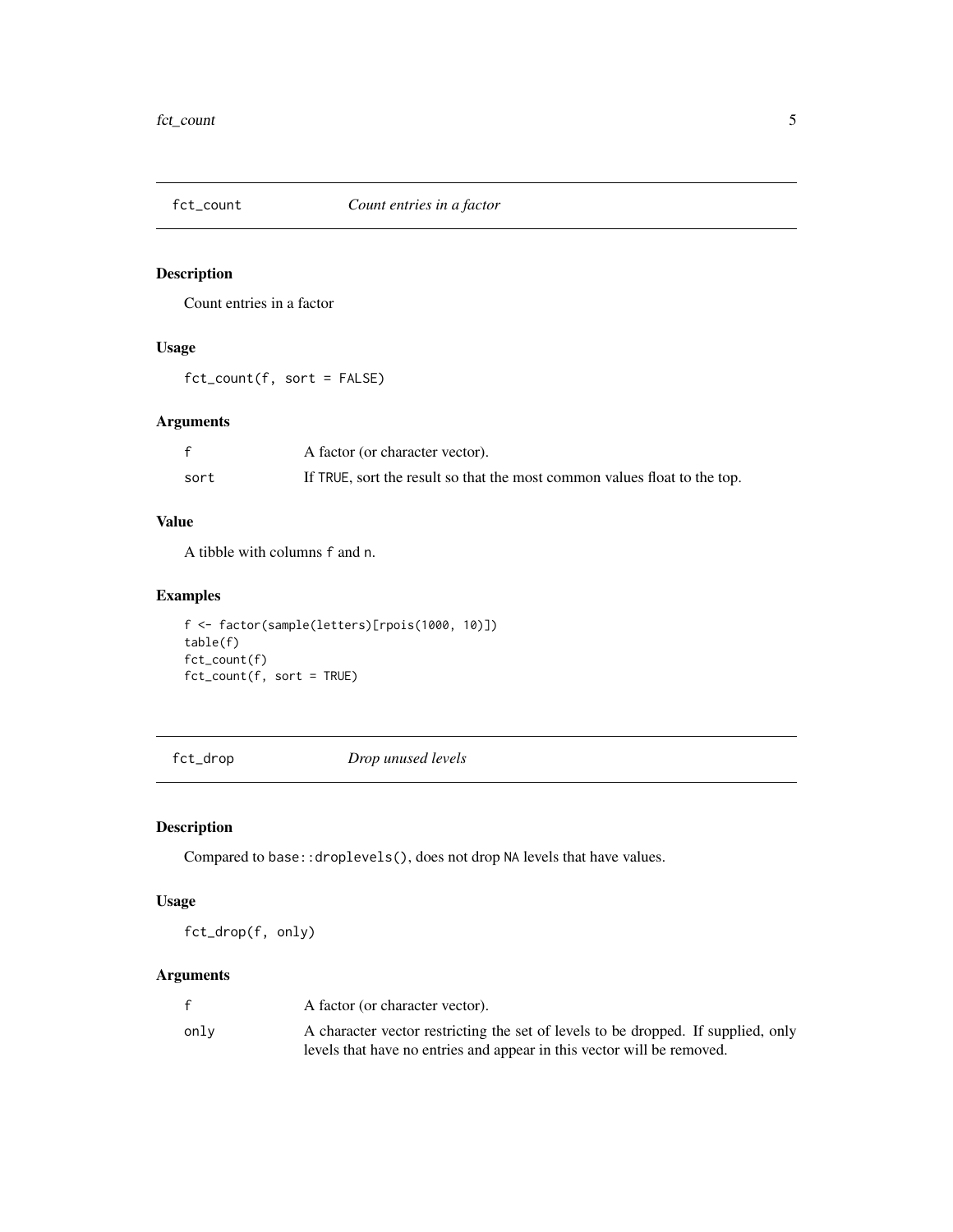## fct_count — *Count entries in a factor*

### Description

Count entries in a factor

### Usage

```
fct_count(f, sort = FALSE)
```

### Arguments

| | |
|---|---|
| `f` | A factor (or character vector). |
| `sort` | If `TRUE`, sort the result so that the most common values float to the top. |

### Value

A tibble with columns `f` and `n`.

### Examples

```
f <- factor(sample(letters)[rpois(1000, 10)])
table(f)
fct_count(f)
fct_count(f, sort = TRUE)
```

## fct_drop — *Drop unused levels*

### Description

Compared to `base::droplevels()`, does not drop `NA` levels that have values.

### Usage

```
fct_drop(f, only)
```

### Arguments

| | |
|---|---|
| `f` | A factor (or character vector). |
| `only` | A character vector restricting the set of levels to be dropped. If supplied, only levels that have no entries and appear in this vector will be removed. |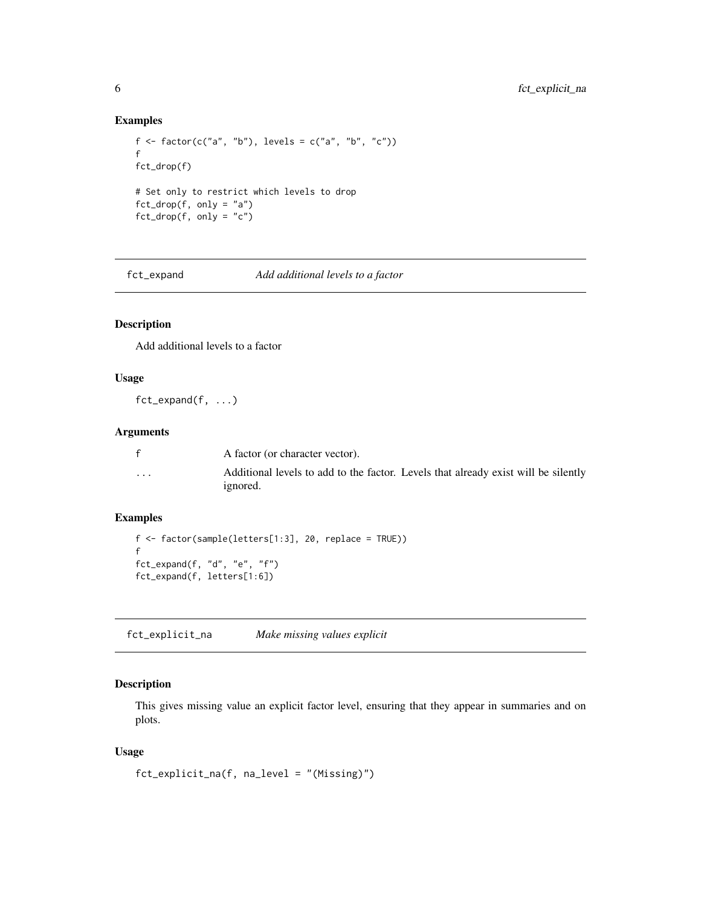### Examples

```
f <- factor(c("a", "b"), levels = c("a", "b", "c"))
f
fct_drop(f)

# Set only to restrict which levels to drop
fct_drop(f, only = "a")
fct_drop(f, only = "c")
```

## fct_expand — *Add additional levels to a factor*

### Description

Add additional levels to a factor

### Usage

```
fct_expand(f, ...)
```

### Arguments

| | |
|---|---|
| f | A factor (or character vector). |
| ... | Additional levels to add to the factor. Levels that already exist will be silently ignored. |

### Examples

```
f <- factor(sample(letters[1:3], 20, replace = TRUE))
f
fct_expand(f, "d", "e", "f")
fct_expand(f, letters[1:6])
```

## fct_explicit_na — *Make missing values explicit*

### Description

This gives missing value an explicit factor level, ensuring that they appear in summaries and on plots.

### Usage

```
fct_explicit_na(f, na_level = "(Missing)")
```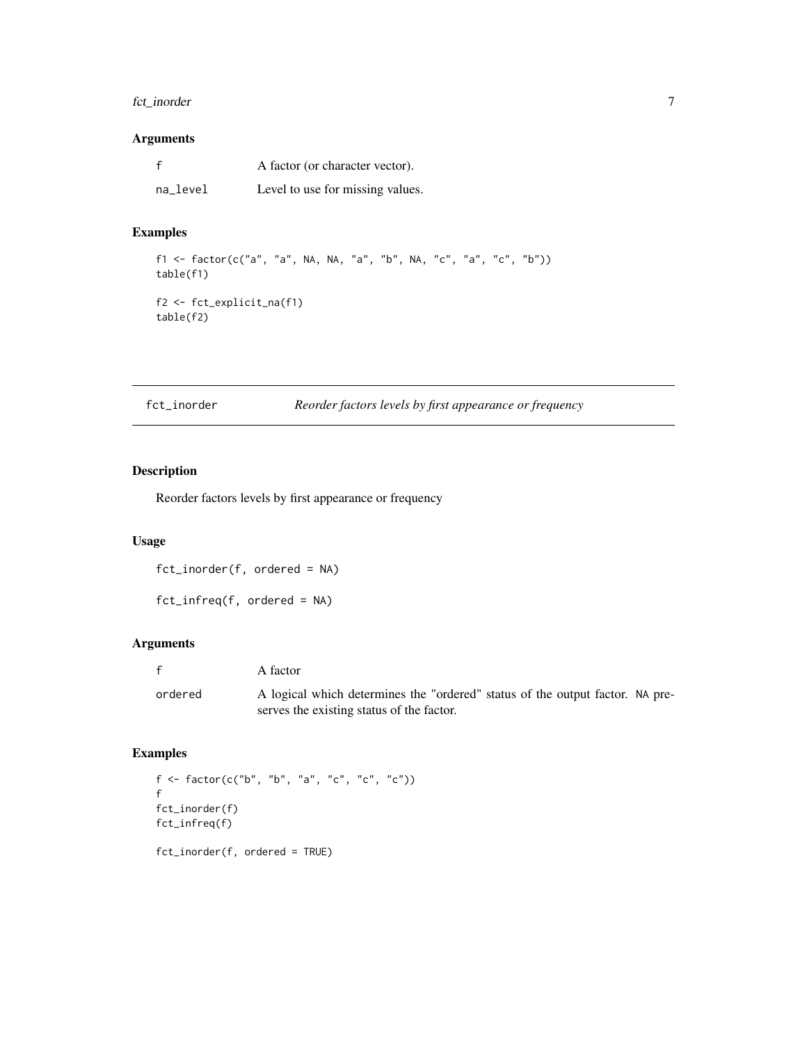### Arguments

| | |
|---|---|
| f | A factor (or character vector). |
| na_level | Level to use for missing values. |

### Examples

```
f1 <- factor(c("a", "a", NA, NA, "a", "b", NA, "c", "a", "c", "b"))
table(f1)

f2 <- fct_explicit_na(f1)
table(f2)
```

---

## fct_inorder — *Reorder factors levels by first appearance or frequency*

---

### Description

Reorder factors levels by first appearance or frequency

### Usage

```
fct_inorder(f, ordered = NA)

fct_infreq(f, ordered = NA)
```

### Arguments

| | |
|---|---|
| f | A factor |
| ordered | A logical which determines the "ordered" status of the output factor. `NA` preserves the existing status of the factor. |

### Examples

```
f <- factor(c("b", "b", "a", "c", "c", "c"))
f
fct_inorder(f)
fct_infreq(f)

fct_inorder(f, ordered = TRUE)
```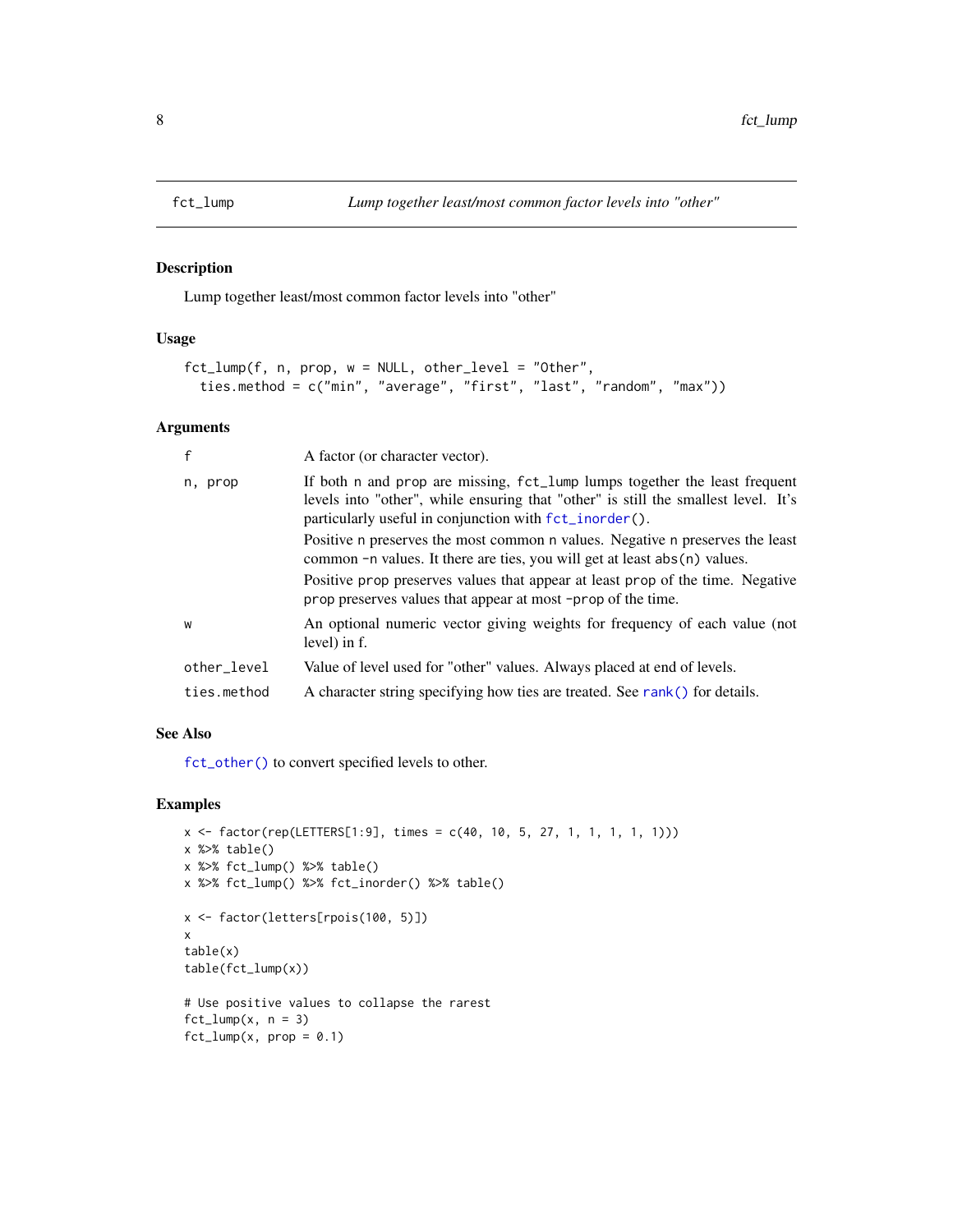## fct_lump — *Lump together least/most common factor levels into "other"*

### Description

Lump together least/most common factor levels into "other"

### Usage

```
fct_lump(f, n, prop, w = NULL, other_level = "Other",
  ties.method = c("min", "average", "first", "last", "random", "max"))
```

### Arguments

| | |
|---|---|
| `f` | A factor (or character vector). |
| `n, prop` | If both `n` and `prop` are missing, `fct_lump` lumps together the least frequent levels into "other", while ensuring that "other" is still the smallest level. It's particularly useful in conjunction with `fct_inorder()`.<br><br>Positive `n` preserves the most common `n` values. Negative `n` preserves the least common `-n` values. It there are ties, you will get at least `abs(n)` values.<br><br>Positive `prop` preserves values that appear at least `prop` of the time. Negative `prop` preserves values that appear at most `-prop` of the time. |
| `w` | An optional numeric vector giving weights for frequency of each value (not level) in f. |
| `other_level` | Value of level used for "other" values. Always placed at end of levels. |
| `ties.method` | A character string specifying how ties are treated. See `rank()` for details. |

### See Also

`fct_other()` to convert specified levels to other.

### Examples

```
x <- factor(rep(LETTERS[1:9], times = c(40, 10, 5, 27, 1, 1, 1, 1, 1)))
x %>% table()
x %>% fct_lump() %>% table()
x %>% fct_lump() %>% fct_inorder() %>% table()

x <- factor(letters[rpois(100, 5)])
x
table(x)
table(fct_lump(x))

# Use positive values to collapse the rarest
fct_lump(x, n = 3)
fct_lump(x, prop = 0.1)
```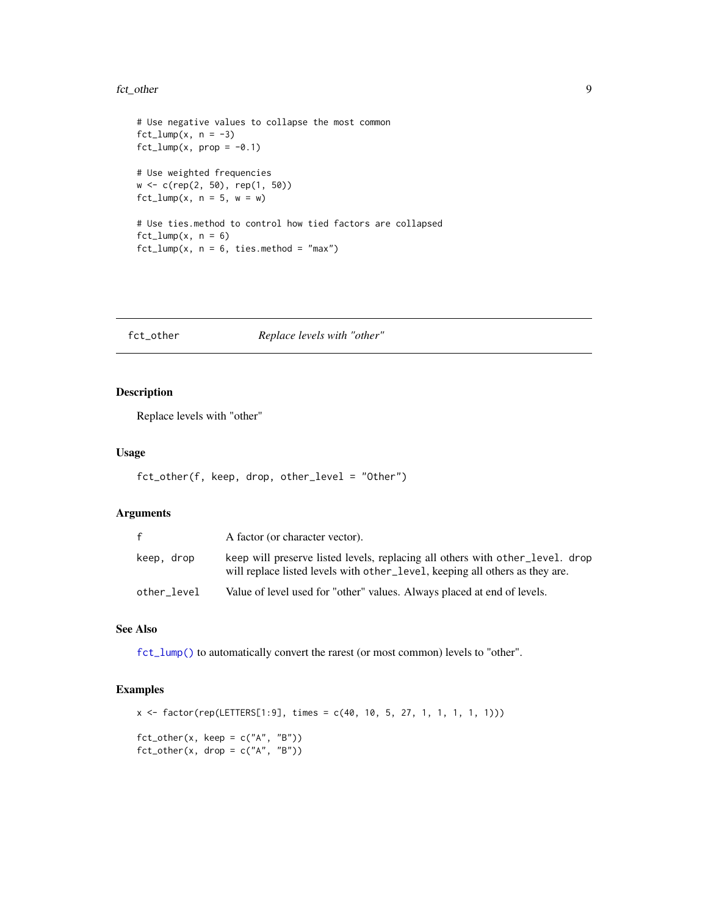```
# Use negative values to collapse the most common
fct_lump(x, n = -3)
fct_lump(x, prop = -0.1)

# Use weighted frequencies
w <- c(rep(2, 50), rep(1, 50))
fct_lump(x, n = 5, w = w)

# Use ties.method to control how tied factors are collapsed
fct_lump(x, n = 6)
fct_lump(x, n = 6, ties.method = "max")
```

---

## fct_other — *Replace levels with "other"*

### Description

Replace levels with "other"

### Usage

```
fct_other(f, keep, drop, other_level = "Other")
```

### Arguments

| Argument | Description |
| --- | --- |
| `f` | A factor (or character vector). |
| `keep, drop` | keep will preserve listed levels, replacing all others with `other_level`. drop will replace listed levels with `other_level`, keeping all others as they are. |
| `other_level` | Value of level used for "other" values. Always placed at end of levels. |

### See Also

`fct_lump()` to automatically convert the rarest (or most common) levels to "other".

### Examples

```
x <- factor(rep(LETTERS[1:9], times = c(40, 10, 5, 27, 1, 1, 1, 1, 1)))

fct_other(x, keep = c("A", "B"))
fct_other(x, drop = c("A", "B"))
```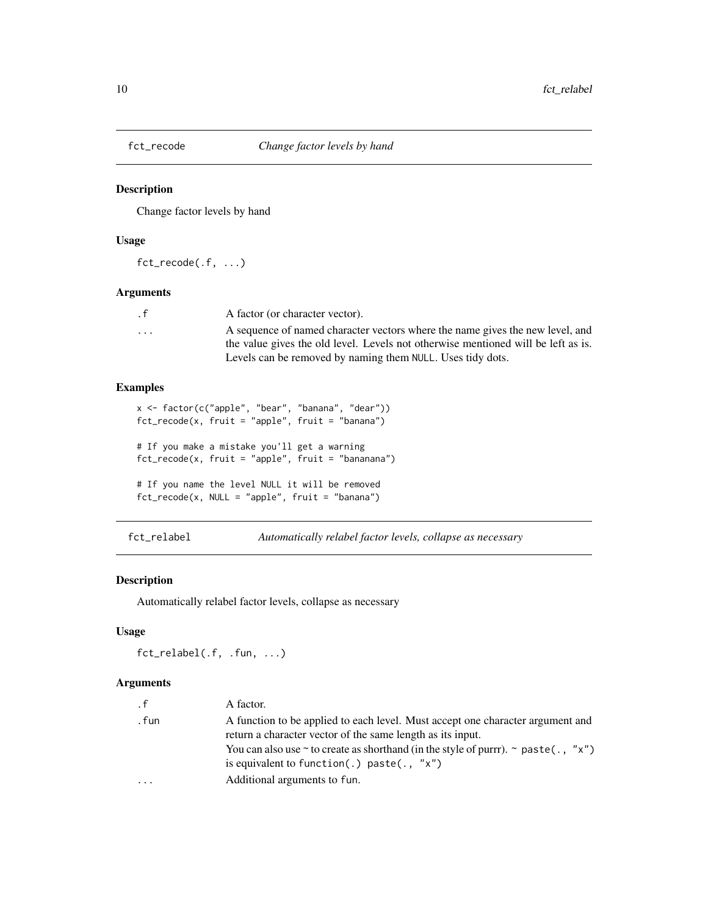## fct_recode *Change factor levels by hand*

### Description

Change factor levels by hand

### Usage

```
fct_recode(.f, ...)
```

### Arguments

| | |
|---|---|
| .f | A factor (or character vector). |
| ... | A sequence of named character vectors where the name gives the new level, and the value gives the old level. Levels not otherwise mentioned will be left as is. Levels can be removed by naming them NULL. Uses tidy dots. |

### Examples

```
x <- factor(c("apple", "bear", "banana", "dear"))
fct_recode(x, fruit = "apple", fruit = "banana")

# If you make a mistake you'll get a warning
fct_recode(x, fruit = "apple", fruit = "bananana")

# If you name the level NULL it will be removed
fct_recode(x, NULL = "apple", fruit = "banana")
```

## fct_relabel *Automatically relabel factor levels, collapse as necessary*

### Description

Automatically relabel factor levels, collapse as necessary

### Usage

```
fct_relabel(.f, .fun, ...)
```

### Arguments

| | |
|---|---|
| .f | A factor. |
| .fun | A function to be applied to each level. Must accept one character argument and return a character vector of the same length as its input. You can also use ~ to create as shorthand (in the style of purrr). ~ paste(., "x") is equivalent to function(.) paste(., "x") |
| ... | Additional arguments to fun. |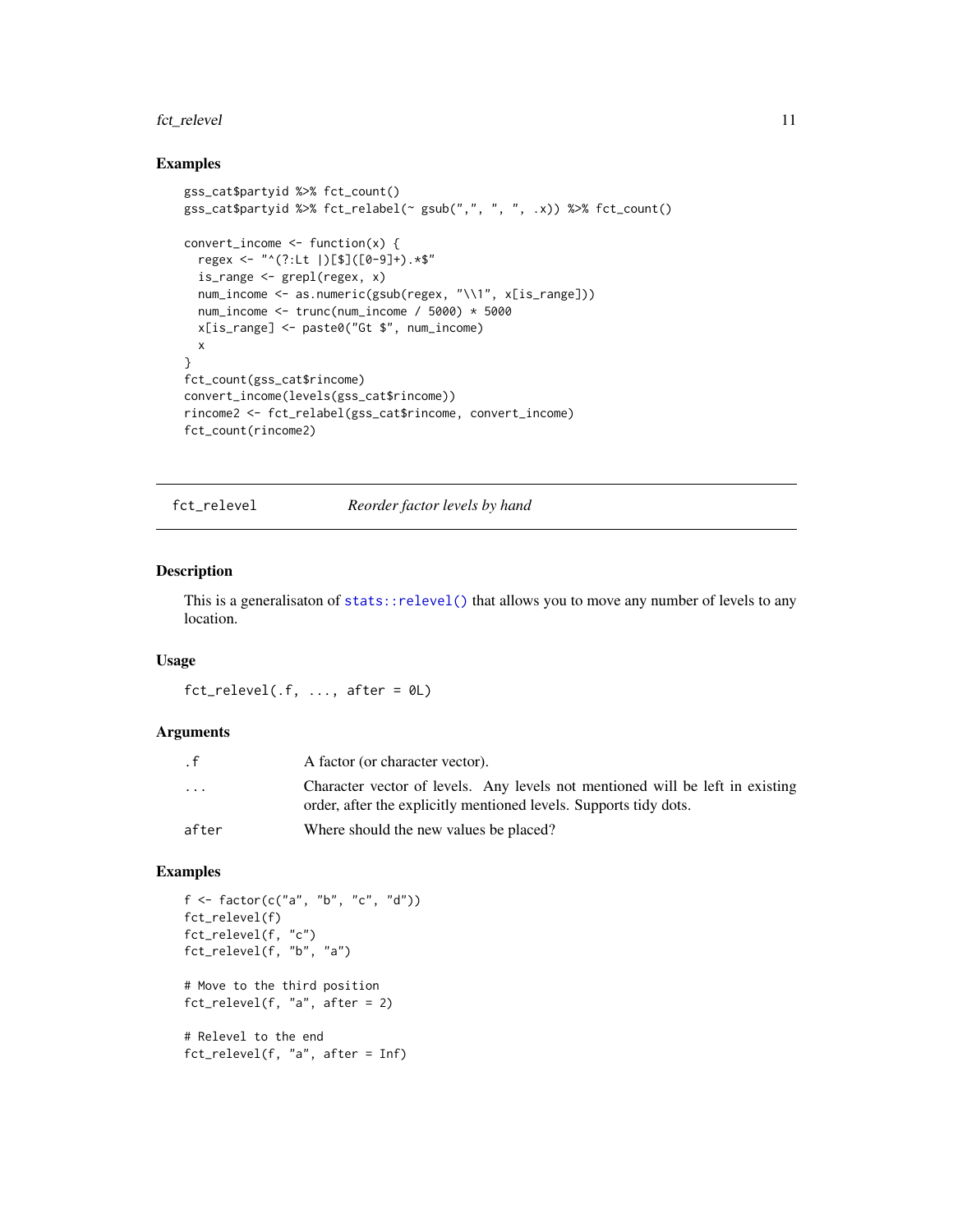## Examples

```
gss_cat$partyid %>% fct_count()
gss_cat$partyid %>% fct_relabel(~ gsub(",", ", ", .x)) %>% fct_count()

convert_income <- function(x) {
  regex <- "^(?:Lt |)[$]([0-9]+).*$"
  is_range <- grepl(regex, x)
  num_income <- as.numeric(gsub(regex, "\\1", x[is_range]))
  num_income <- trunc(num_income / 5000) * 5000
  x[is_range] <- paste0("Gt $", num_income)
  x
}
fct_count(gss_cat$rincome)
convert_income(levels(gss_cat$rincome))
rincome2 <- fct_relabel(gss_cat$rincome, convert_income)
fct_count(rincome2)
```

---

# fct_relevel — *Reorder factor levels by hand*

---

## Description

This is a generalisaton of stats::relevel() that allows you to move any number of levels to any location.

## Usage

```
fct_relevel(.f, ..., after = 0L)
```

## Arguments

| | |
|---|---|
| .f | A factor (or character vector). |
| ... | Character vector of levels. Any levels not mentioned will be left in existing order, after the explicitly mentioned levels. Supports tidy dots. |
| after | Where should the new values be placed? |

## Examples

```
f <- factor(c("a", "b", "c", "d"))
fct_relevel(f)
fct_relevel(f, "c")
fct_relevel(f, "b", "a")

# Move to the third position
fct_relevel(f, "a", after = 2)

# Relevel to the end
fct_relevel(f, "a", after = Inf)
```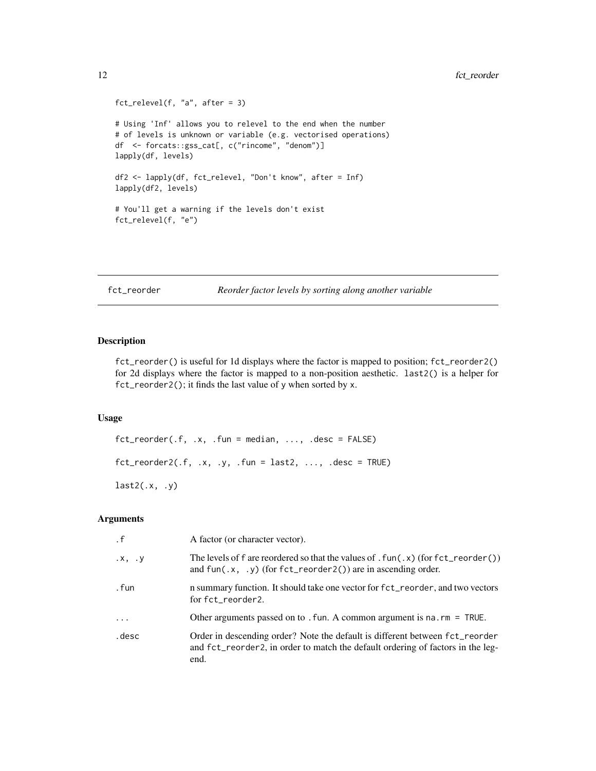```
fct_relevel(f, "a", after = 3)

# Using 'Inf' allows you to relevel to the end when the number
# of levels is unknown or variable (e.g. vectorised operations)
df  <- forcats::gss_cat[, c("rincome", "denom")]
lapply(df, levels)

df2 <- lapply(df, fct_relevel, "Don't know", after = Inf)
lapply(df2, levels)

# You'll get a warning if the levels don't exist
fct_relevel(f, "e")
```

---

## fct_reorder — *Reorder factor levels by sorting along another variable*

---

### Description

`fct_reorder()` is useful for 1d displays where the factor is mapped to position; `fct_reorder2()` for 2d displays where the factor is mapped to a non-position aesthetic. `last2()` is a helper for `fct_reorder2()`; it finds the last value of `y` when sorted by `x`.

### Usage

```
fct_reorder(.f, .x, .fun = median, ..., .desc = FALSE)

fct_reorder2(.f, .x, .y, .fun = last2, ..., .desc = TRUE)

last2(.x, .y)
```

### Arguments

| | |
|---|---|
| `.f` | A factor (or character vector). |
| `.x, .y` | The levels of `f` are reordered so that the values of `.fun(.x)` (for `fct_reorder()`) and `fun(.x, .y)` (for `fct_reorder2()`) are in ascending order. |
| `.fun` | n summary function. It should take one vector for `fct_reorder`, and two vectors for `fct_reorder2`. |
| `...` | Other arguments passed on to `.fun`. A common argument is `na.rm = TRUE`. |
| `.desc` | Order in descending order? Note the default is different between `fct_reorder` and `fct_reorder2`, in order to match the default ordering of factors in the legend. |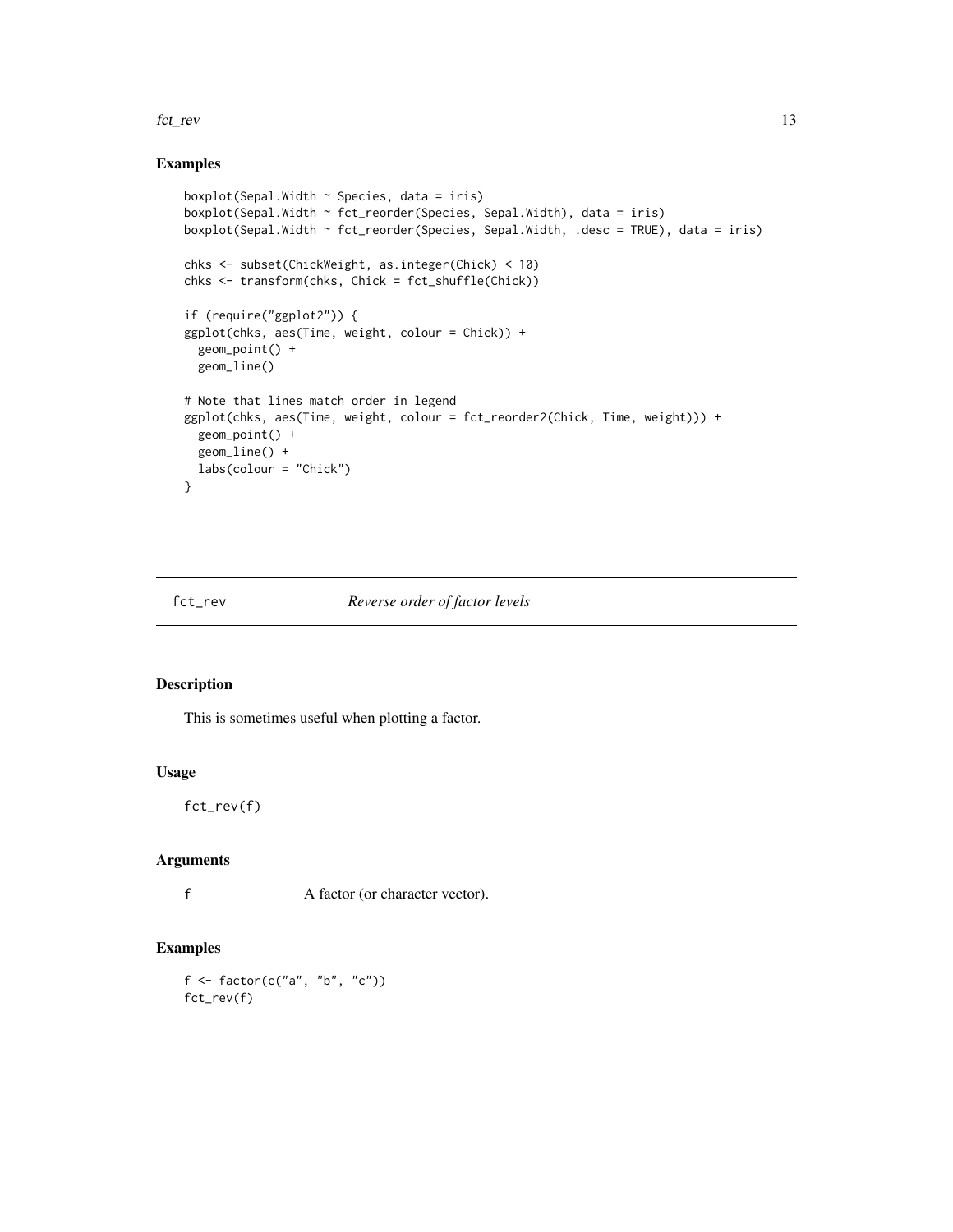## Examples

```
boxplot(Sepal.Width ~ Species, data = iris)
boxplot(Sepal.Width ~ fct_reorder(Species, Sepal.Width), data = iris)
boxplot(Sepal.Width ~ fct_reorder(Species, Sepal.Width, .desc = TRUE), data = iris)

chks <- subset(ChickWeight, as.integer(Chick) < 10)
chks <- transform(chks, Chick = fct_shuffle(Chick))

if (require("ggplot2")) {
ggplot(chks, aes(Time, weight, colour = Chick)) +
  geom_point() +
  geom_line()

# Note that lines match order in legend
ggplot(chks, aes(Time, weight, colour = fct_reorder2(Chick, Time, weight))) +
  geom_point() +
  geom_line() +
  labs(colour = "Chick")
}
```

---

# fct_rev *Reverse order of factor levels*

## Description

This is sometimes useful when plotting a factor.

## Usage

```
fct_rev(f)
```

## Arguments

f     A factor (or character vector).

## Examples

```
f <- factor(c("a", "b", "c"))
fct_rev(f)
```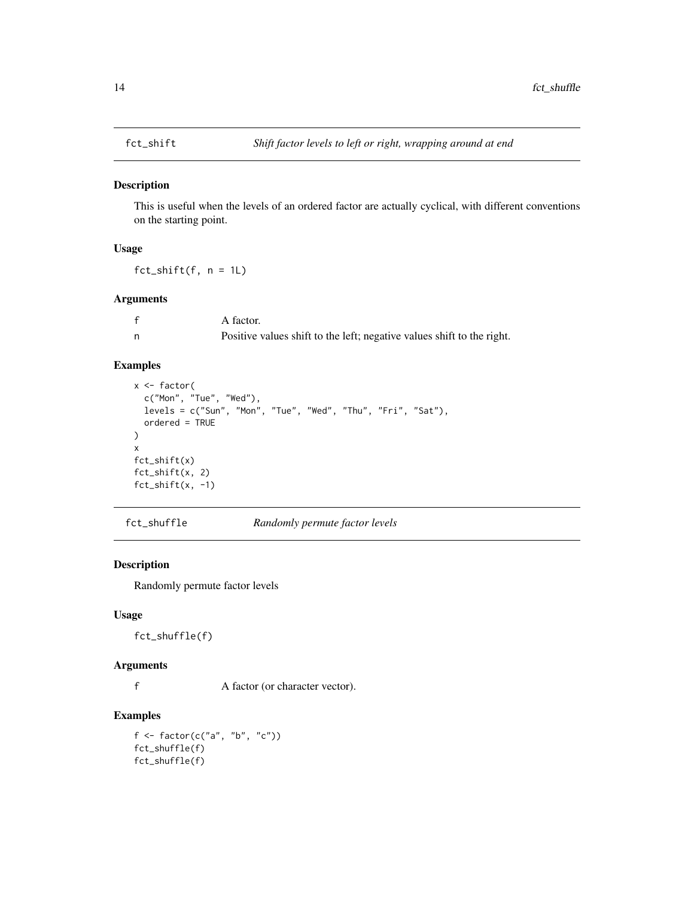## fct_shift — *Shift factor levels to left or right, wrapping around at end*

### Description

This is useful when the levels of an ordered factor are actually cyclical, with different conventions on the starting point.

### Usage

```
fct_shift(f, n = 1L)
```

### Arguments

| | |
|---|---|
| f | A factor. |
| n | Positive values shift to the left; negative values shift to the right. |

### Examples

```
x <- factor(
  c("Mon", "Tue", "Wed"),
  levels = c("Sun", "Mon", "Tue", "Wed", "Thu", "Fri", "Sat"),
  ordered = TRUE
)
x
fct_shift(x)
fct_shift(x, 2)
fct_shift(x, -1)
```

## fct_shuffle — *Randomly permute factor levels*

### Description

Randomly permute factor levels

### Usage

```
fct_shuffle(f)
```

### Arguments

| | |
|---|---|
| f | A factor (or character vector). |

### Examples

```
f <- factor(c("a", "b", "c"))
fct_shuffle(f)
fct_shuffle(f)
```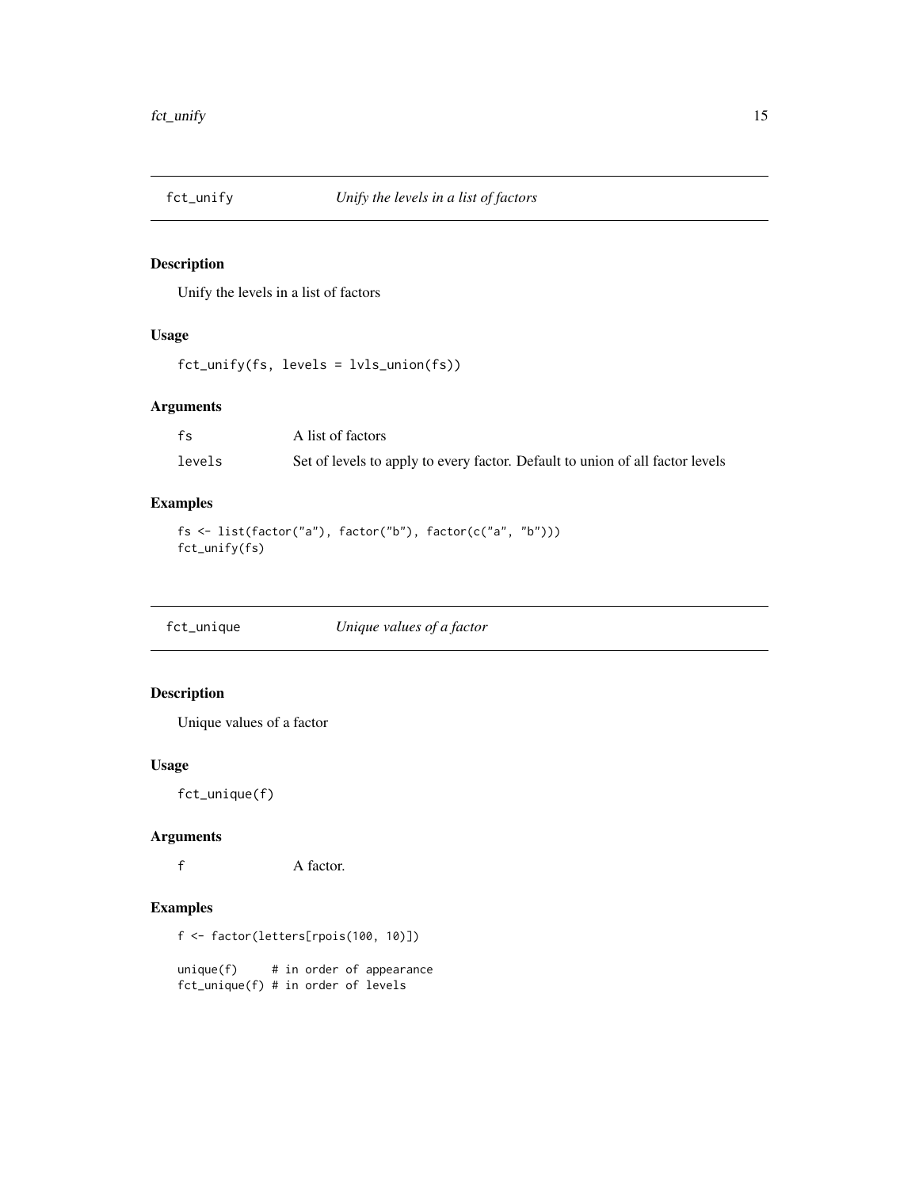## fct_unify — *Unify the levels in a list of factors*

### Description

Unify the levels in a list of factors

### Usage

```
fct_unify(fs, levels = lvls_union(fs))
```

### Arguments

| | |
|---|---|
| fs | A list of factors |
| levels | Set of levels to apply to every factor. Default to union of all factor levels |

### Examples

```
fs <- list(factor("a"), factor("b"), factor(c("a", "b")))
fct_unify(fs)
```

## fct_unique — *Unique values of a factor*

### Description

Unique values of a factor

### Usage

```
fct_unique(f)
```

### Arguments

| | |
|---|---|
| f | A factor. |

### Examples

```
f <- factor(letters[rpois(100, 10)])

unique(f)     # in order of appearance
fct_unique(f) # in order of levels
```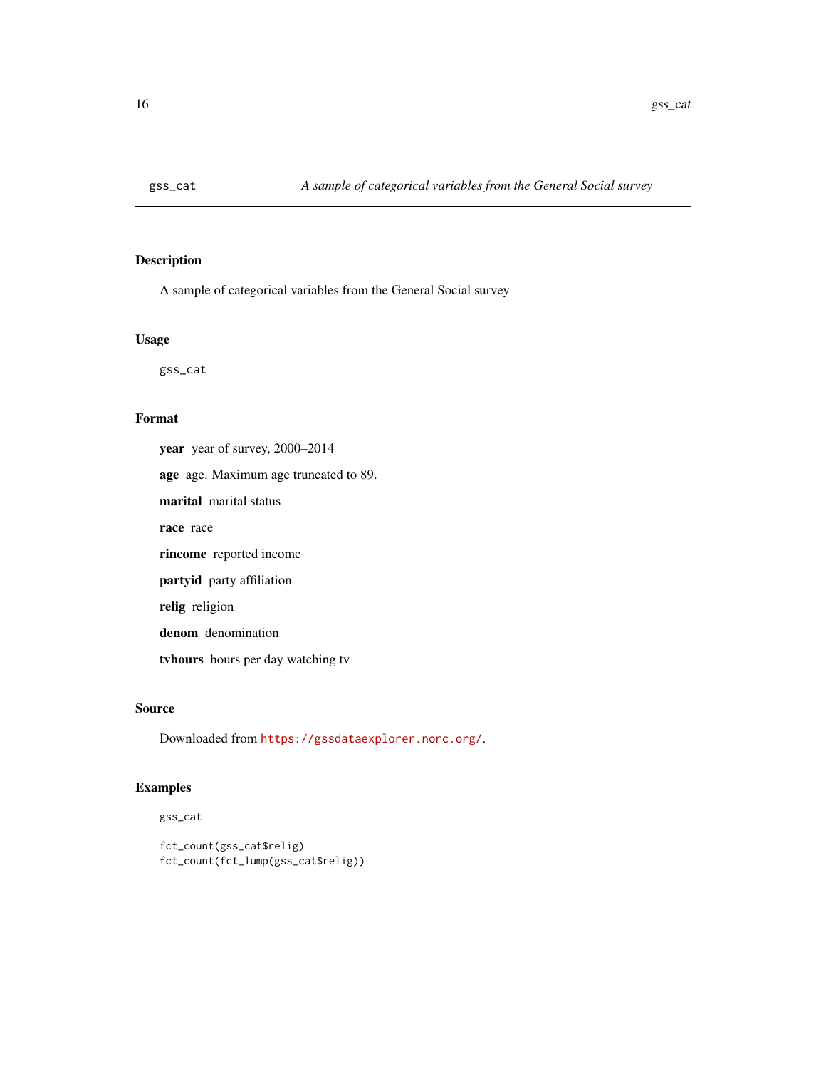## gss_cat — *A sample of categorical variables from the General Social survey*

### Description

A sample of categorical variables from the General Social survey

### Usage

```
gss_cat
```

### Format

**year** year of survey, 2000–2014

**age** age. Maximum age truncated to 89.

**marital** marital status

**race** race

**rincome** reported income

**partyid** party affiliation

**relig** religion

**denom** denomination

**tvhours** hours per day watching tv

### Source

Downloaded from https://gssdataexplorer.norc.org/.

### Examples

```
gss_cat

fct_count(gss_cat$relig)
fct_count(fct_lump(gss_cat$relig))
```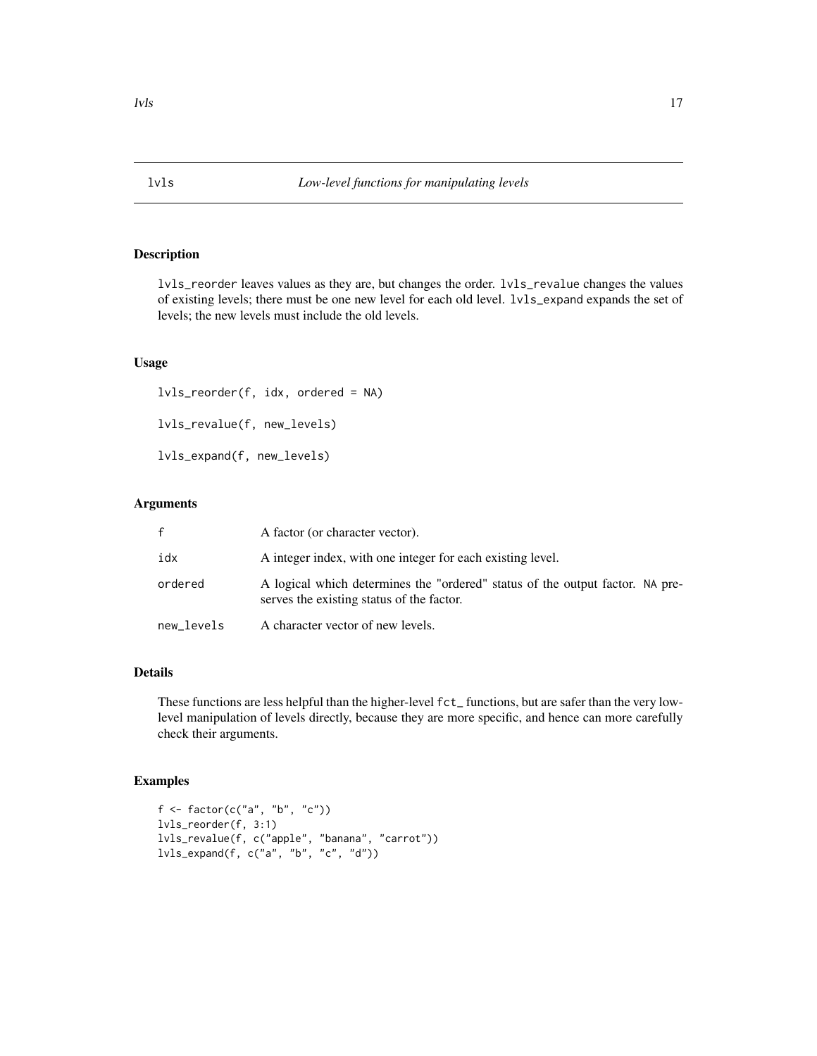## lvls — *Low-level functions for manipulating levels*

### Description

`lvls_reorder` leaves values as they are, but changes the order. `lvls_revalue` changes the values of existing levels; there must be one new level for each old level. `lvls_expand` expands the set of levels; the new levels must include the old levels.

### Usage

```
lvls_reorder(f, idx, ordered = NA)

lvls_revalue(f, new_levels)

lvls_expand(f, new_levels)
```

### Arguments

| | |
|---|---|
| `f` | A factor (or character vector). |
| `idx` | A integer index, with one integer for each existing level. |
| `ordered` | A logical which determines the "ordered" status of the output factor. `NA` preserves the existing status of the factor. |
| `new_levels` | A character vector of new levels. |

### Details

These functions are less helpful than the higher-level `fct_` functions, but are safer than the very low-level manipulation of levels directly, because they are more specific, and hence can more carefully check their arguments.

### Examples

```
f <- factor(c("a", "b", "c"))
lvls_reorder(f, 3:1)
lvls_revalue(f, c("apple", "banana", "carrot"))
lvls_expand(f, c("a", "b", "c", "d"))
```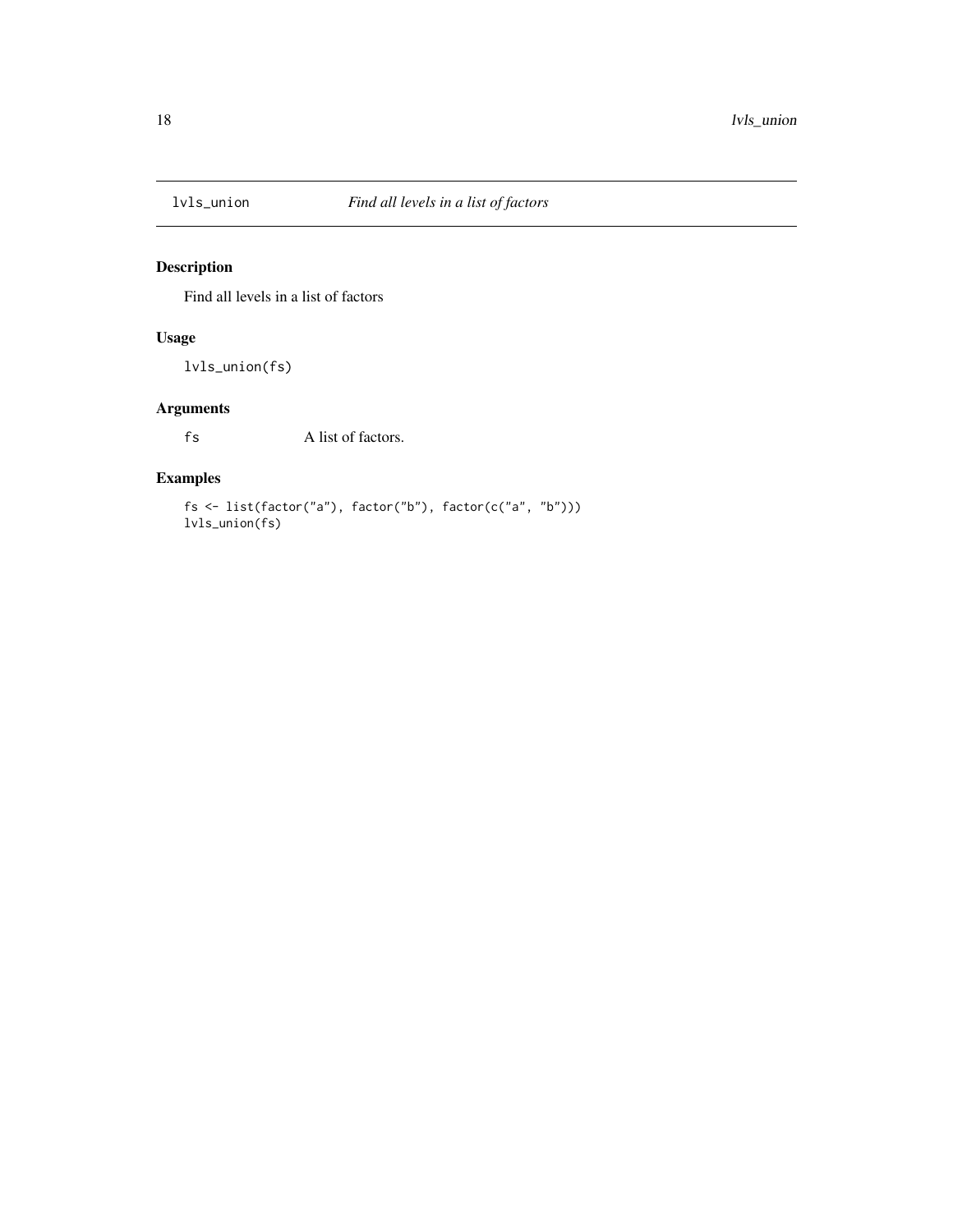## lvls_union — *Find all levels in a list of factors*

### Description

Find all levels in a list of factors

### Usage

```
lvls_union(fs)
```

### Arguments

| | |
|---|---|
| fs | A list of factors. |

### Examples

```
fs <- list(factor("a"), factor("b"), factor(c("a", "b")))
lvls_union(fs)
```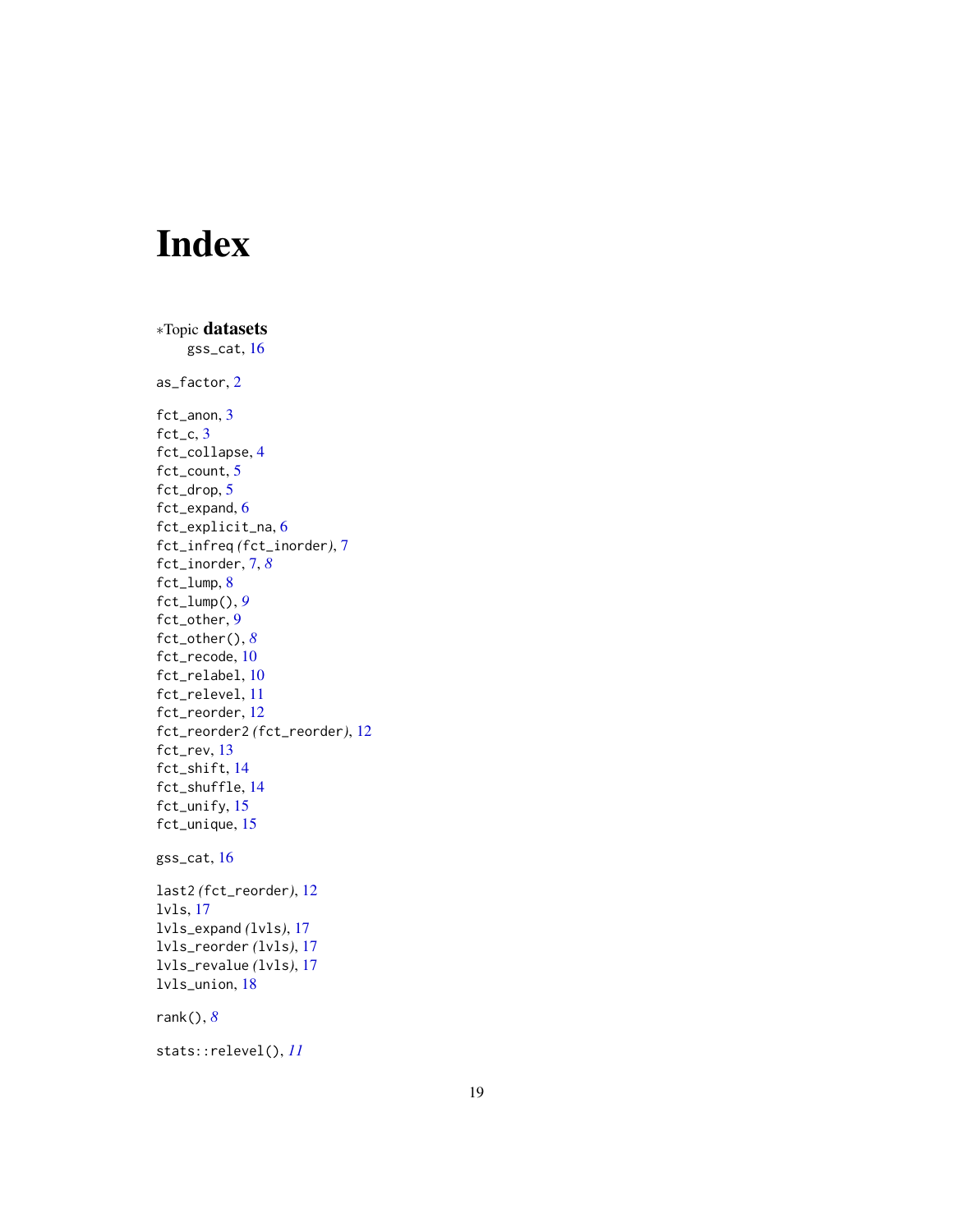# Index

*Topic **datasets**
  gss_cat, 16

as_factor, 2

fct_anon, 3
fct_c, 3
fct_collapse, 4
fct_count, 5
fct_drop, 5
fct_expand, 6
fct_explicit_na, 6
fct_infreq *(*fct_inorder*)*, 7
fct_inorder, 7, *8*
fct_lump, 8
fct_lump(), *9*
fct_other, 9
fct_other(), *8*
fct_recode, 10
fct_relabel, 10
fct_relevel, 11
fct_reorder, 12
fct_reorder2 *(*fct_reorder*)*, 12
fct_rev, 13
fct_shift, 14
fct_shuffle, 14
fct_unify, 15
fct_unique, 15

gss_cat, 16

last2 *(*fct_reorder*)*, 12
lvls, 17
lvls_expand *(*lvls*)*, 17
lvls_reorder *(*lvls*)*, 17
lvls_revalue *(*lvls*)*, 17
lvls_union, 18

rank(), *8*

stats::relevel(), *11*